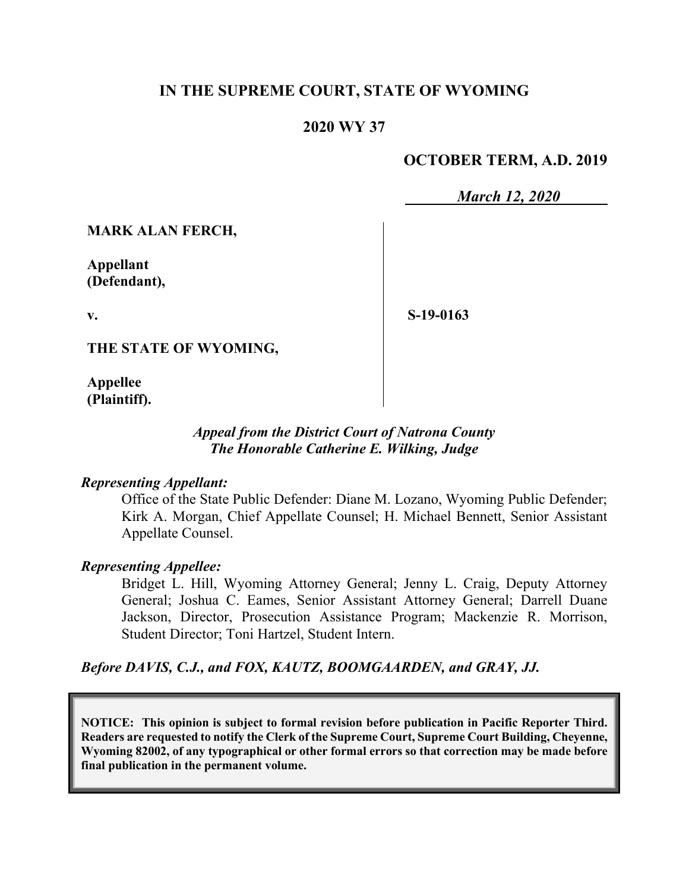# IN THE SUPREME COURT, STATE OF WYOMING

## 2020 WY 37

**OCTOBER TERM, A.D. 2019**

*March 12, 2020*

| | |
|---|---|
| **MARK ALAN FERCH,** | |
| **Appellant (Defendant),** | |
| **v.** | **S-19-0163** |
| **THE STATE OF WYOMING,** | |
| **Appellee (Plaintiff).** | |

*Appeal from the District Court of Natrona County*
*The Honorable Catherine E. Wilking, Judge*

***Representing Appellant:***

Office of the State Public Defender: Diane M. Lozano, Wyoming Public Defender; Kirk A. Morgan, Chief Appellate Counsel; H. Michael Bennett, Senior Assistant Appellate Counsel.

***Representing Appellee:***

Bridget L. Hill, Wyoming Attorney General; Jenny L. Craig, Deputy Attorney General; Joshua C. Eames, Senior Assistant Attorney General; Darrell Duane Jackson, Director, Prosecution Assistance Program; Mackenzie R. Morrison, Student Director; Toni Hartzel, Student Intern.

***Before DAVIS, C.J., and FOX, KAUTZ, BOOMGAARDEN, and GRAY, JJ.***

**NOTICE: This opinion is subject to formal revision before publication in Pacific Reporter Third. Readers are requested to notify the Clerk of the Supreme Court, Supreme Court Building, Cheyenne, Wyoming 82002, of any typographical or other formal errors so that correction may be made before final publication in the permanent volume.**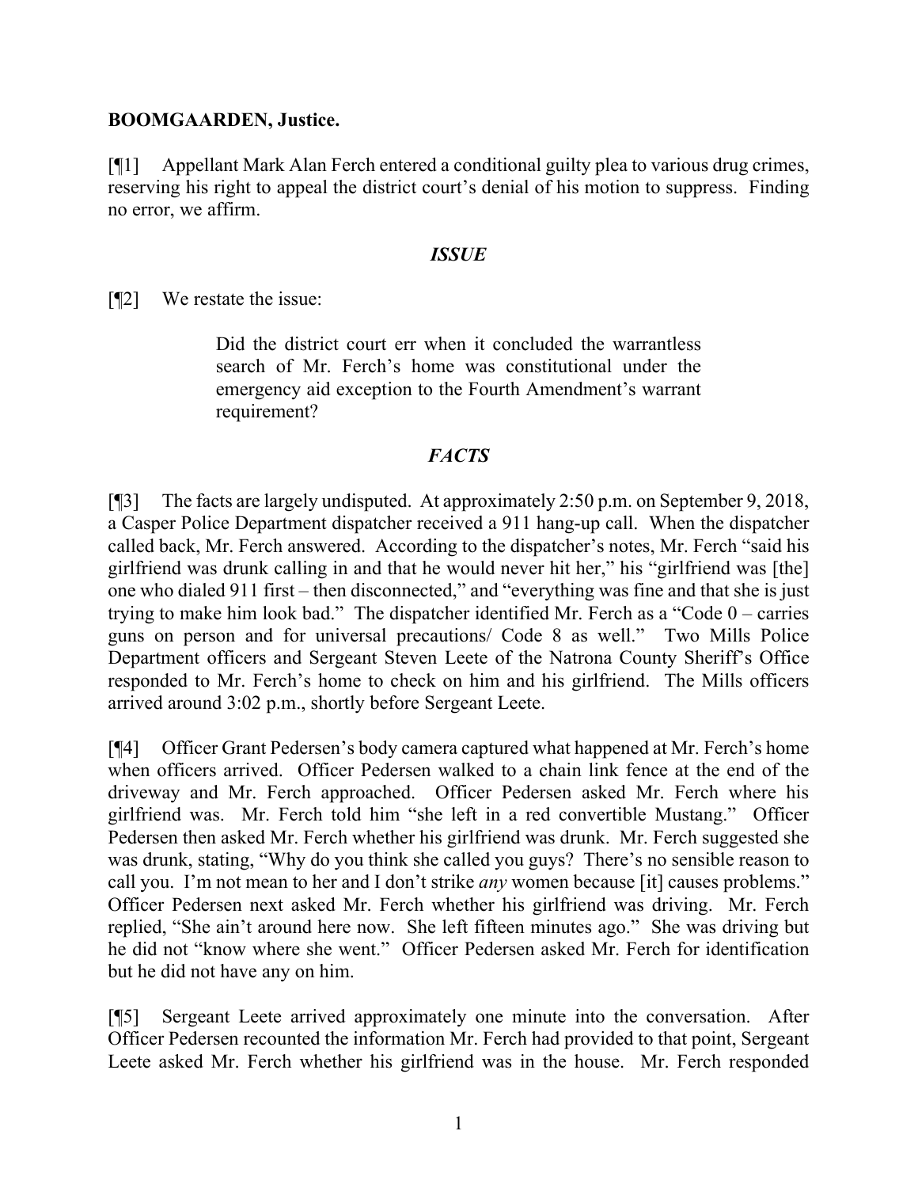**BOOMGAARDEN, Justice.**

[¶1] Appellant Mark Alan Ferch entered a conditional guilty plea to various drug crimes, reserving his right to appeal the district court's denial of his motion to suppress. Finding no error, we affirm.

## *ISSUE*

[¶2] We restate the issue:

> Did the district court err when it concluded the warrantless search of Mr. Ferch's home was constitutional under the emergency aid exception to the Fourth Amendment's warrant requirement?

## *FACTS*

[¶3] The facts are largely undisputed. At approximately 2:50 p.m. on September 9, 2018, a Casper Police Department dispatcher received a 911 hang-up call. When the dispatcher called back, Mr. Ferch answered. According to the dispatcher's notes, Mr. Ferch "said his girlfriend was drunk calling in and that he would never hit her," his "girlfriend was [the] one who dialed 911 first – then disconnected," and "everything was fine and that she is just trying to make him look bad." The dispatcher identified Mr. Ferch as a "Code 0 – carries guns on person and for universal precautions/ Code 8 as well." Two Mills Police Department officers and Sergeant Steven Leete of the Natrona County Sheriff's Office responded to Mr. Ferch's home to check on him and his girlfriend. The Mills officers arrived around 3:02 p.m., shortly before Sergeant Leete.

[¶4] Officer Grant Pedersen's body camera captured what happened at Mr. Ferch's home when officers arrived. Officer Pedersen walked to a chain link fence at the end of the driveway and Mr. Ferch approached. Officer Pedersen asked Mr. Ferch where his girlfriend was. Mr. Ferch told him "she left in a red convertible Mustang." Officer Pedersen then asked Mr. Ferch whether his girlfriend was drunk. Mr. Ferch suggested she was drunk, stating, "Why do you think she called you guys? There's no sensible reason to call you. I'm not mean to her and I don't strike *any* women because [it] causes problems." Officer Pedersen next asked Mr. Ferch whether his girlfriend was driving. Mr. Ferch replied, "She ain't around here now. She left fifteen minutes ago." She was driving but he did not "know where she went." Officer Pedersen asked Mr. Ferch for identification but he did not have any on him.

[¶5] Sergeant Leete arrived approximately one minute into the conversation. After Officer Pedersen recounted the information Mr. Ferch had provided to that point, Sergeant Leete asked Mr. Ferch whether his girlfriend was in the house. Mr. Ferch responded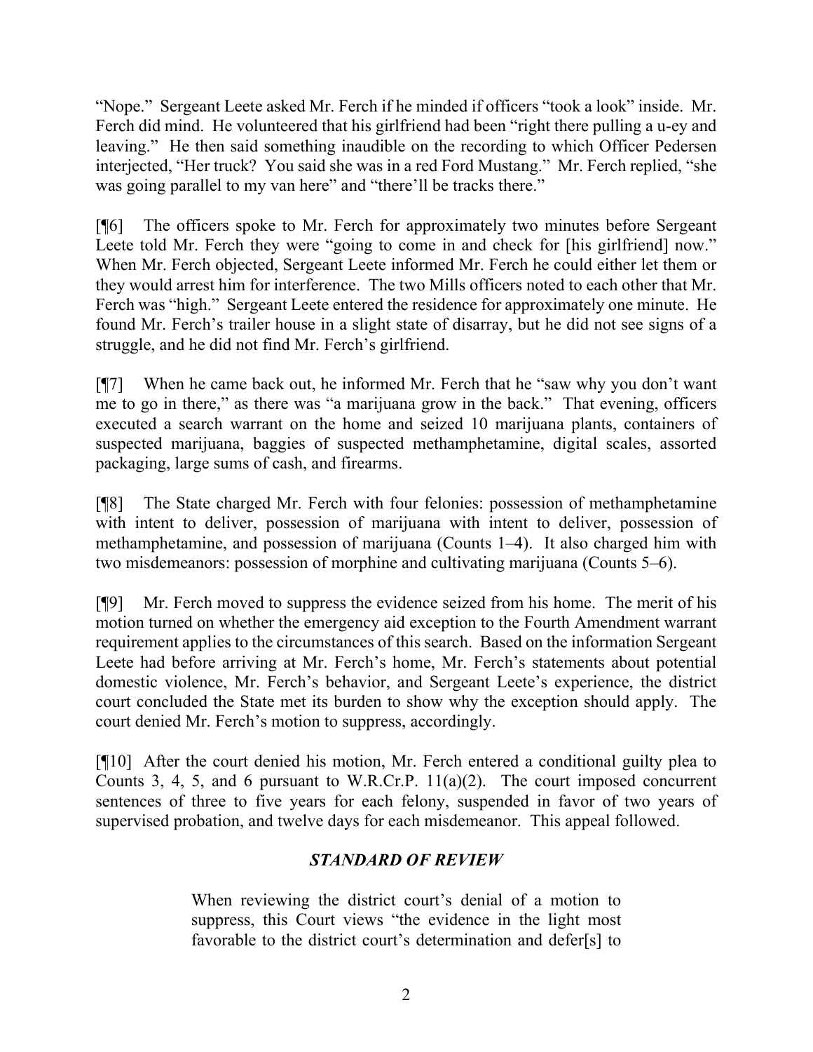"Nope." Sergeant Leete asked Mr. Ferch if he minded if officers "took a look" inside. Mr. Ferch did mind. He volunteered that his girlfriend had been "right there pulling a u-ey and leaving." He then said something inaudible on the recording to which Officer Pedersen interjected, "Her truck? You said she was in a red Ford Mustang." Mr. Ferch replied, "she was going parallel to my van here" and "there'll be tracks there."

[¶6] The officers spoke to Mr. Ferch for approximately two minutes before Sergeant Leete told Mr. Ferch they were "going to come in and check for [his girlfriend] now." When Mr. Ferch objected, Sergeant Leete informed Mr. Ferch he could either let them or they would arrest him for interference. The two Mills officers noted to each other that Mr. Ferch was "high." Sergeant Leete entered the residence for approximately one minute. He found Mr. Ferch's trailer house in a slight state of disarray, but he did not see signs of a struggle, and he did not find Mr. Ferch's girlfriend.

[¶7] When he came back out, he informed Mr. Ferch that he "saw why you don't want me to go in there," as there was "a marijuana grow in the back." That evening, officers executed a search warrant on the home and seized 10 marijuana plants, containers of suspected marijuana, baggies of suspected methamphetamine, digital scales, assorted packaging, large sums of cash, and firearms.

[¶8] The State charged Mr. Ferch with four felonies: possession of methamphetamine with intent to deliver, possession of marijuana with intent to deliver, possession of methamphetamine, and possession of marijuana (Counts 1–4). It also charged him with two misdemeanors: possession of morphine and cultivating marijuana (Counts 5–6).

[¶9] Mr. Ferch moved to suppress the evidence seized from his home. The merit of his motion turned on whether the emergency aid exception to the Fourth Amendment warrant requirement applies to the circumstances of this search. Based on the information Sergeant Leete had before arriving at Mr. Ferch's home, Mr. Ferch's statements about potential domestic violence, Mr. Ferch's behavior, and Sergeant Leete's experience, the district court concluded the State met its burden to show why the exception should apply. The court denied Mr. Ferch's motion to suppress, accordingly.

[¶10] After the court denied his motion, Mr. Ferch entered a conditional guilty plea to Counts 3, 4, 5, and 6 pursuant to W.R.Cr.P. 11(a)(2). The court imposed concurrent sentences of three to five years for each felony, suspended in favor of two years of supervised probation, and twelve days for each misdemeanor. This appeal followed.

## *STANDARD OF REVIEW*

> When reviewing the district court's denial of a motion to suppress, this Court views "the evidence in the light most favorable to the district court's determination and defer[s] to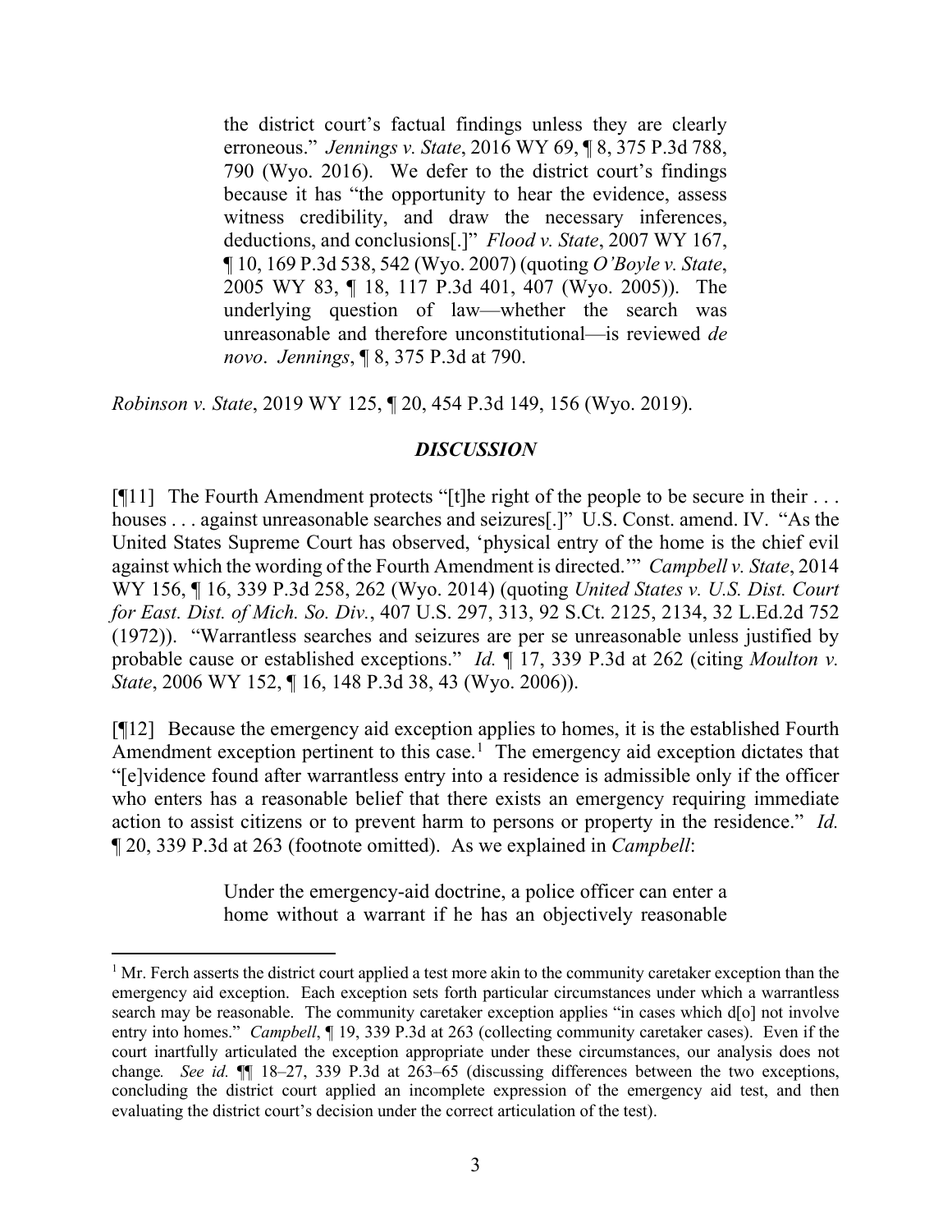> the district court's factual findings unless they are clearly erroneous." *Jennings v. State*, 2016 WY 69, ¶ 8, 375 P.3d 788, 790 (Wyo. 2016). We defer to the district court's findings because it has "the opportunity to hear the evidence, assess witness credibility, and draw the necessary inferences, deductions, and conclusions[.]" *Flood v. State*, 2007 WY 167, ¶ 10, 169 P.3d 538, 542 (Wyo. 2007) (quoting *O'Boyle v. State*, 2005 WY 83, ¶ 18, 117 P.3d 401, 407 (Wyo. 2005)). The underlying question of law—whether the search was unreasonable and therefore unconstitutional—is reviewed *de novo*. *Jennings*, ¶ 8, 375 P.3d at 790.

*Robinson v. State*, 2019 WY 125, ¶ 20, 454 P.3d 149, 156 (Wyo. 2019).

## *DISCUSSION*

[¶11] The Fourth Amendment protects "[t]he right of the people to be secure in their . . . houses . . . against unreasonable searches and seizures[.]" U.S. Const. amend. IV. "As the United States Supreme Court has observed, 'physical entry of the home is the chief evil against which the wording of the Fourth Amendment is directed.'" *Campbell v. State*, 2014 WY 156, ¶ 16, 339 P.3d 258, 262 (Wyo. 2014) (quoting *United States v. U.S. Dist. Court for East. Dist. of Mich. So. Div.*, 407 U.S. 297, 313, 92 S.Ct. 2125, 2134, 32 L.Ed.2d 752 (1972)). "Warrantless searches and seizures are per se unreasonable unless justified by probable cause or established exceptions." *Id.* ¶ 17, 339 P.3d at 262 (citing *Moulton v. State*, 2006 WY 152, ¶ 16, 148 P.3d 38, 43 (Wyo. 2006)).

[¶12] Because the emergency aid exception applies to homes, it is the established Fourth Amendment exception pertinent to this case.[1] The emergency aid exception dictates that "[e]vidence found after warrantless entry into a residence is admissible only if the officer who enters has a reasonable belief that there exists an emergency requiring immediate action to assist citizens or to prevent harm to persons or property in the residence." *Id.* ¶ 20, 339 P.3d at 263 (footnote omitted). As we explained in *Campbell*:

> Under the emergency-aid doctrine, a police officer can enter a home without a warrant if he has an objectively reasonable

---

[1] Mr. Ferch asserts the district court applied a test more akin to the community caretaker exception than the emergency aid exception. Each exception sets forth particular circumstances under which a warrantless search may be reasonable. The community caretaker exception applies "in cases which d[o] not involve entry into homes." *Campbell*, ¶ 19, 339 P.3d at 263 (collecting community caretaker cases). Even if the court inartfully articulated the exception appropriate under these circumstances, our analysis does not change. *See id.* ¶¶ 18–27, 339 P.3d at 263–65 (discussing differences between the two exceptions, concluding the district court applied an incomplete expression of the emergency aid test, and then evaluating the district court's decision under the correct articulation of the test).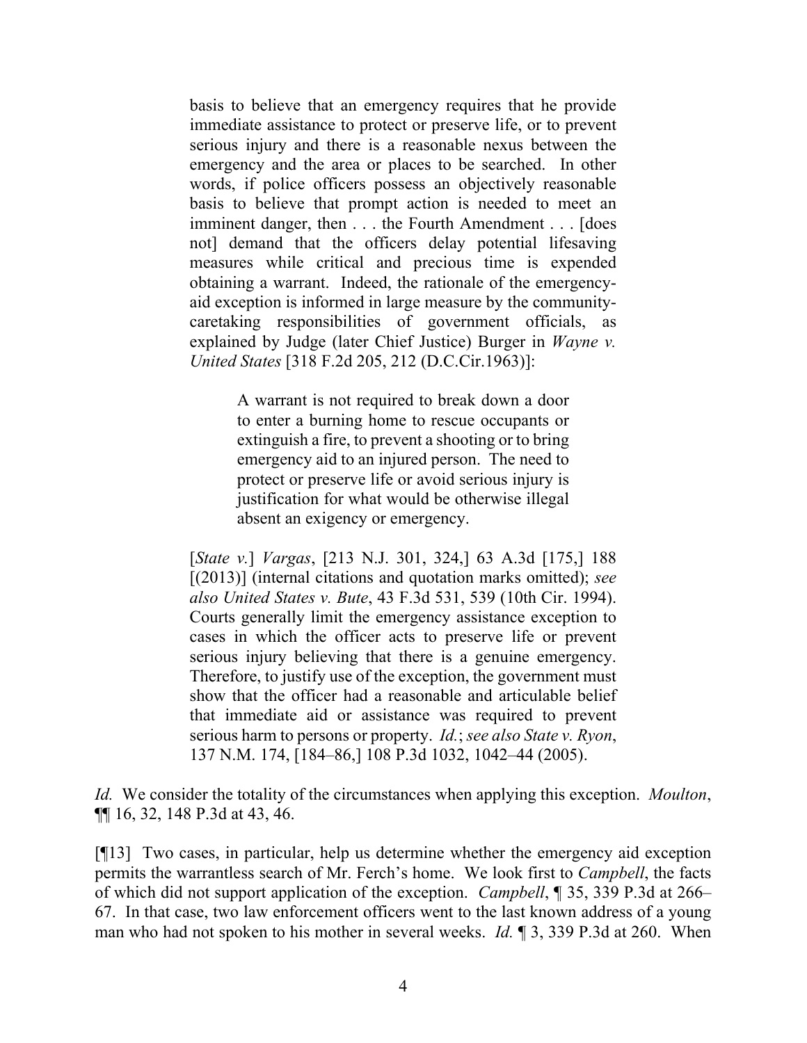> basis to believe that an emergency requires that he provide immediate assistance to protect or preserve life, or to prevent serious injury and there is a reasonable nexus between the emergency and the area or places to be searched. In other words, if police officers possess an objectively reasonable basis to believe that prompt action is needed to meet an imminent danger, then . . . the Fourth Amendment . . . [does not] demand that the officers delay potential lifesaving measures while critical and precious time is expended obtaining a warrant. Indeed, the rationale of the emergency-aid exception is informed in large measure by the community-caretaking responsibilities of government officials, as explained by Judge (later Chief Justice) Burger in *Wayne v. United States* [318 F.2d 205, 212 (D.C.Cir.1963)]:
>
>> A warrant is not required to break down a door to enter a burning home to rescue occupants or extinguish a fire, to prevent a shooting or to bring emergency aid to an injured person. The need to protect or preserve life or avoid serious injury is justification for what would be otherwise illegal absent an exigency or emergency.
>
> [*State v.*] *Vargas*, [213 N.J. 301, 324,] 63 A.3d [175,] 188 [(2013)] (internal citations and quotation marks omitted); *see also United States v. Bute*, 43 F.3d 531, 539 (10th Cir. 1994). Courts generally limit the emergency assistance exception to cases in which the officer acts to preserve life or prevent serious injury believing that there is a genuine emergency. Therefore, to justify use of the exception, the government must show that the officer had a reasonable and articulable belief that immediate aid or assistance was required to prevent serious harm to persons or property. *Id.*; *see also State v. Ryon*, 137 N.M. 174, [184–86,] 108 P.3d 1032, 1042–44 (2005).

*Id.* We consider the totality of the circumstances when applying this exception. *Moulton*, ¶¶ 16, 32, 148 P.3d at 43, 46.

[¶13] Two cases, in particular, help us determine whether the emergency aid exception permits the warrantless search of Mr. Ferch's home. We look first to *Campbell*, the facts of which did not support application of the exception. *Campbell*, ¶ 35, 339 P.3d at 266–67. In that case, two law enforcement officers went to the last known address of a young man who had not spoken to his mother in several weeks. *Id.* ¶ 3, 339 P.3d at 260. When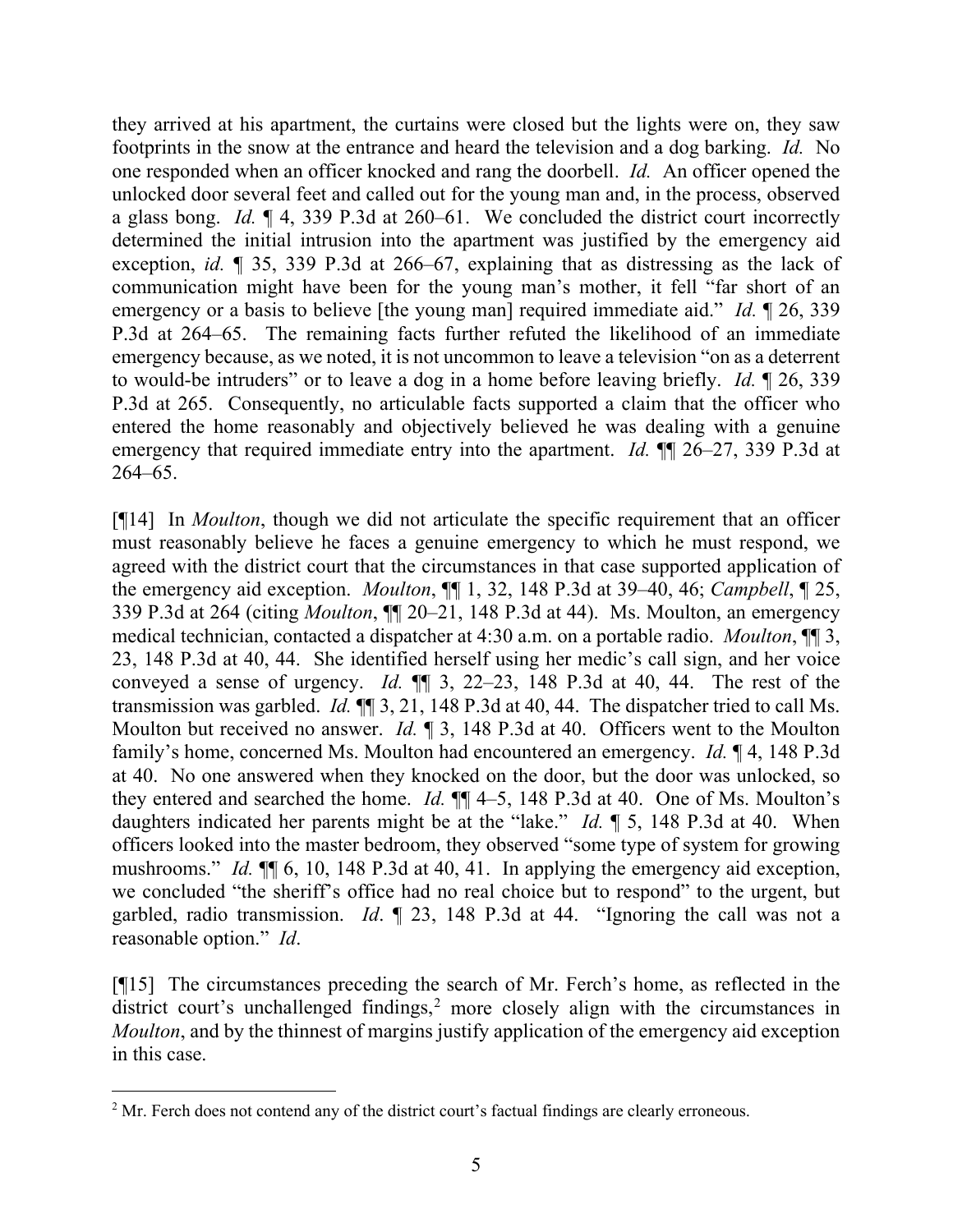they arrived at his apartment, the curtains were closed but the lights were on, they saw footprints in the snow at the entrance and heard the television and a dog barking. *Id.* No one responded when an officer knocked and rang the doorbell. *Id.* An officer opened the unlocked door several feet and called out for the young man and, in the process, observed a glass bong. *Id.* ¶ 4, 339 P.3d at 260–61. We concluded the district court incorrectly determined the initial intrusion into the apartment was justified by the emergency aid exception, *id.* ¶ 35, 339 P.3d at 266–67, explaining that as distressing as the lack of communication might have been for the young man's mother, it fell "far short of an emergency or a basis to believe [the young man] required immediate aid." *Id.* ¶ 26, 339 P.3d at 264–65. The remaining facts further refuted the likelihood of an immediate emergency because, as we noted, it is not uncommon to leave a television "on as a deterrent to would-be intruders" or to leave a dog in a home before leaving briefly. *Id.* ¶ 26, 339 P.3d at 265. Consequently, no articulable facts supported a claim that the officer who entered the home reasonably and objectively believed he was dealing with a genuine emergency that required immediate entry into the apartment. *Id.* ¶¶ 26–27, 339 P.3d at 264–65.

[¶14] In *Moulton*, though we did not articulate the specific requirement that an officer must reasonably believe he faces a genuine emergency to which he must respond, we agreed with the district court that the circumstances in that case supported application of the emergency aid exception. *Moulton*, ¶¶ 1, 32, 148 P.3d at 39–40, 46; *Campbell*, ¶ 25, 339 P.3d at 264 (citing *Moulton*, ¶¶ 20–21, 148 P.3d at 44). Ms. Moulton, an emergency medical technician, contacted a dispatcher at 4:30 a.m. on a portable radio. *Moulton*, ¶¶ 3, 23, 148 P.3d at 40, 44. She identified herself using her medic's call sign, and her voice conveyed a sense of urgency. *Id.* ¶¶ 3, 22–23, 148 P.3d at 40, 44. The rest of the transmission was garbled. *Id.* ¶¶ 3, 21, 148 P.3d at 40, 44. The dispatcher tried to call Ms. Moulton but received no answer. *Id.* ¶ 3, 148 P.3d at 40. Officers went to the Moulton family's home, concerned Ms. Moulton had encountered an emergency. *Id.* ¶ 4, 148 P.3d at 40. No one answered when they knocked on the door, but the door was unlocked, so they entered and searched the home. *Id.* ¶¶ 4–5, 148 P.3d at 40. One of Ms. Moulton's daughters indicated her parents might be at the "lake." *Id.* ¶ 5, 148 P.3d at 40. When officers looked into the master bedroom, they observed "some type of system for growing mushrooms." *Id.* ¶¶ 6, 10, 148 P.3d at 40, 41. In applying the emergency aid exception, we concluded "the sheriff's office had no real choice but to respond" to the urgent, but garbled, radio transmission. *Id*. ¶ 23, 148 P.3d at 44. "Ignoring the call was not a reasonable option." *Id*.

[¶15] The circumstances preceding the search of Mr. Ferch's home, as reflected in the district court's unchallenged findings,[2] more closely align with the circumstances in *Moulton*, and by the thinnest of margins justify application of the emergency aid exception in this case.

[2] Mr. Ferch does not contend any of the district court's factual findings are clearly erroneous.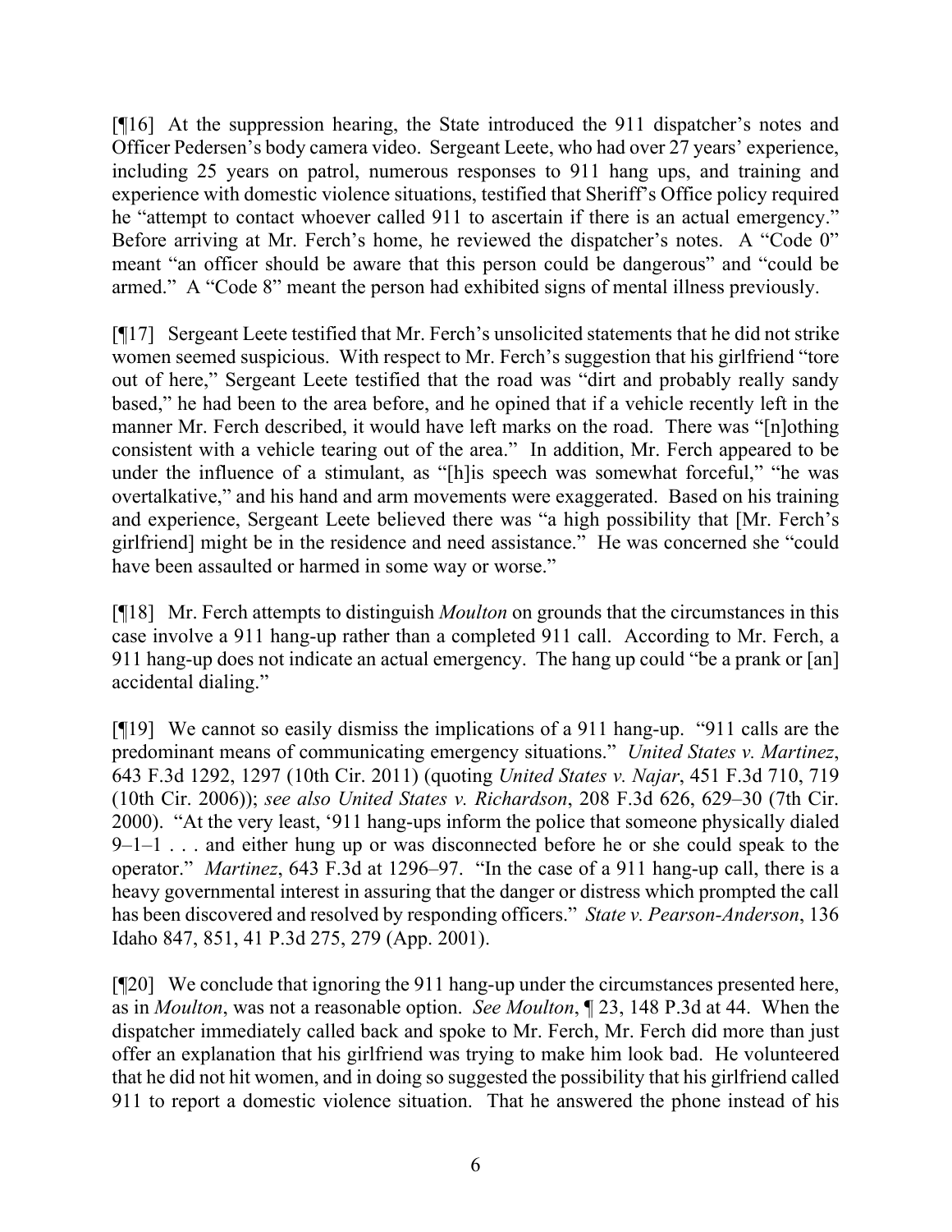[¶16] At the suppression hearing, the State introduced the 911 dispatcher's notes and Officer Pedersen's body camera video. Sergeant Leete, who had over 27 years' experience, including 25 years on patrol, numerous responses to 911 hang ups, and training and experience with domestic violence situations, testified that Sheriff's Office policy required he "attempt to contact whoever called 911 to ascertain if there is an actual emergency." Before arriving at Mr. Ferch's home, he reviewed the dispatcher's notes. A "Code 0" meant "an officer should be aware that this person could be dangerous" and "could be armed." A "Code 8" meant the person had exhibited signs of mental illness previously.

[¶17] Sergeant Leete testified that Mr. Ferch's unsolicited statements that he did not strike women seemed suspicious. With respect to Mr. Ferch's suggestion that his girlfriend "tore out of here," Sergeant Leete testified that the road was "dirt and probably really sandy based," he had been to the area before, and he opined that if a vehicle recently left in the manner Mr. Ferch described, it would have left marks on the road. There was "[n]othing consistent with a vehicle tearing out of the area." In addition, Mr. Ferch appeared to be under the influence of a stimulant, as "[h]is speech was somewhat forceful," "he was overtalkative," and his hand and arm movements were exaggerated. Based on his training and experience, Sergeant Leete believed there was "a high possibility that [Mr. Ferch's girlfriend] might be in the residence and need assistance." He was concerned she "could have been assaulted or harmed in some way or worse."

[¶18] Mr. Ferch attempts to distinguish *Moulton* on grounds that the circumstances in this case involve a 911 hang-up rather than a completed 911 call. According to Mr. Ferch, a 911 hang-up does not indicate an actual emergency. The hang up could "be a prank or [an] accidental dialing."

[¶19] We cannot so easily dismiss the implications of a 911 hang-up. "911 calls are the predominant means of communicating emergency situations." *United States v. Martinez*, 643 F.3d 1292, 1297 (10th Cir. 2011) (quoting *United States v. Najar*, 451 F.3d 710, 719 (10th Cir. 2006)); *see also United States v. Richardson*, 208 F.3d 626, 629–30 (7th Cir. 2000). "At the very least, '911 hang-ups inform the police that someone physically dialed 9–1–1 . . . and either hung up or was disconnected before he or she could speak to the operator." *Martinez*, 643 F.3d at 1296–97. "In the case of a 911 hang-up call, there is a heavy governmental interest in assuring that the danger or distress which prompted the call has been discovered and resolved by responding officers." *State v. Pearson-Anderson*, 136 Idaho 847, 851, 41 P.3d 275, 279 (App. 2001).

[¶20] We conclude that ignoring the 911 hang-up under the circumstances presented here, as in *Moulton*, was not a reasonable option. *See Moulton*, ¶ 23, 148 P.3d at 44. When the dispatcher immediately called back and spoke to Mr. Ferch, Mr. Ferch did more than just offer an explanation that his girlfriend was trying to make him look bad. He volunteered that he did not hit women, and in doing so suggested the possibility that his girlfriend called 911 to report a domestic violence situation. That he answered the phone instead of his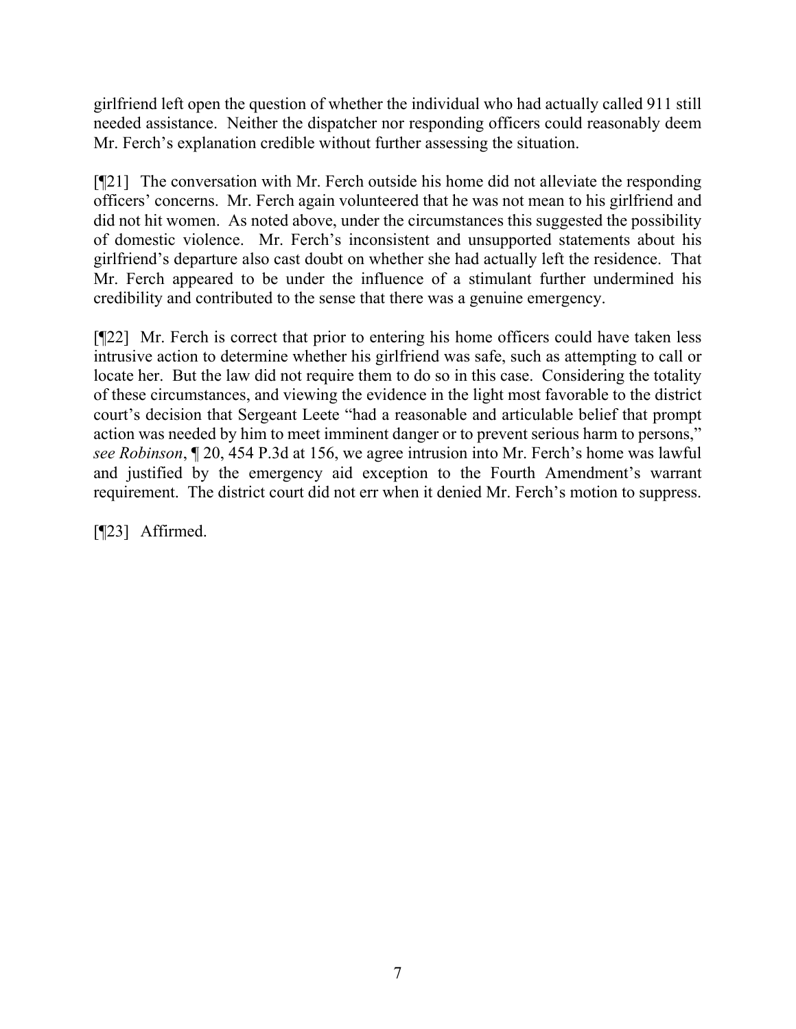girlfriend left open the question of whether the individual who had actually called 911 still needed assistance. Neither the dispatcher nor responding officers could reasonably deem Mr. Ferch's explanation credible without further assessing the situation.

[¶21] The conversation with Mr. Ferch outside his home did not alleviate the responding officers' concerns. Mr. Ferch again volunteered that he was not mean to his girlfriend and did not hit women. As noted above, under the circumstances this suggested the possibility of domestic violence. Mr. Ferch's inconsistent and unsupported statements about his girlfriend's departure also cast doubt on whether she had actually left the residence. That Mr. Ferch appeared to be under the influence of a stimulant further undermined his credibility and contributed to the sense that there was a genuine emergency.

[¶22] Mr. Ferch is correct that prior to entering his home officers could have taken less intrusive action to determine whether his girlfriend was safe, such as attempting to call or locate her. But the law did not require them to do so in this case. Considering the totality of these circumstances, and viewing the evidence in the light most favorable to the district court's decision that Sergeant Leete "had a reasonable and articulable belief that prompt action was needed by him to meet imminent danger or to prevent serious harm to persons," *see Robinson*, ¶ 20, 454 P.3d at 156, we agree intrusion into Mr. Ferch's home was lawful and justified by the emergency aid exception to the Fourth Amendment's warrant requirement. The district court did not err when it denied Mr. Ferch's motion to suppress.

[¶23] Affirmed.